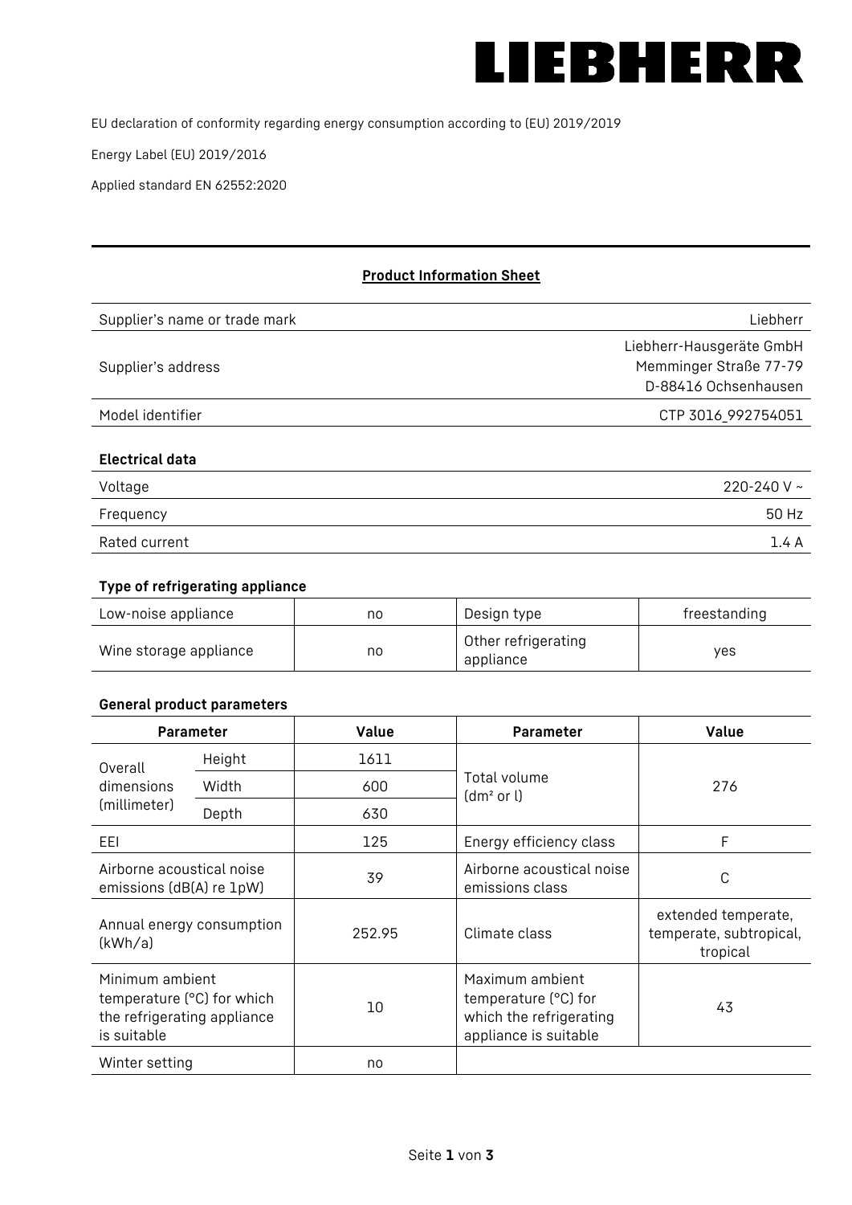LIEBHERR

EU declaration of conformity regarding energy consumption according to (EU) 2019/2019

Energy Label (EU) 2019/2016

Applied standard EN 62552:2020

**Product Information Sheet**

| | |
|---|---|
| Supplier's name or trade mark | Liebherr |
| Supplier's address | Liebherr-Hausgeräte GmbH<br>Memminger Straße 77-79<br>D-88416 Ochsenhausen |
| Model identifier | CTP 3016_992754051 |

**Electrical data**

| | |
|---|---|
| Voltage | 220-240 V ~ |
| Frequency | 50 Hz |
| Rated current | 1.4 A |

**Type of refrigerating appliance**

| | | | |
|---|---|---|---|
| Low-noise appliance | no | Design type | freestanding |
| Wine storage appliance | no | Other refrigerating appliance | yes |

**General product parameters**

| Parameter | | Value | Parameter | Value |
|---|---|---|---|---|
| Overall dimensions (millimeter) | Height | 1611 | Total volume (dm² or l) | 276 |
| | Width | 600 | | |
| | Depth | 630 | | |
| EEI | | 125 | Energy efficiency class | F |
| Airborne acoustical noise emissions (dB(A) re 1pW) | | 39 | Airborne acoustical noise emissions class | C |
| Annual energy consumption (kWh/a) | | 252.95 | Climate class | extended temperate, temperate, subtropical, tropical |
| Minimum ambient temperature (°C) for which the refrigerating appliance is suitable | | 10 | Maximum ambient temperature (°C) for which the refrigerating appliance is suitable | 43 |
| Winter setting | | no | | |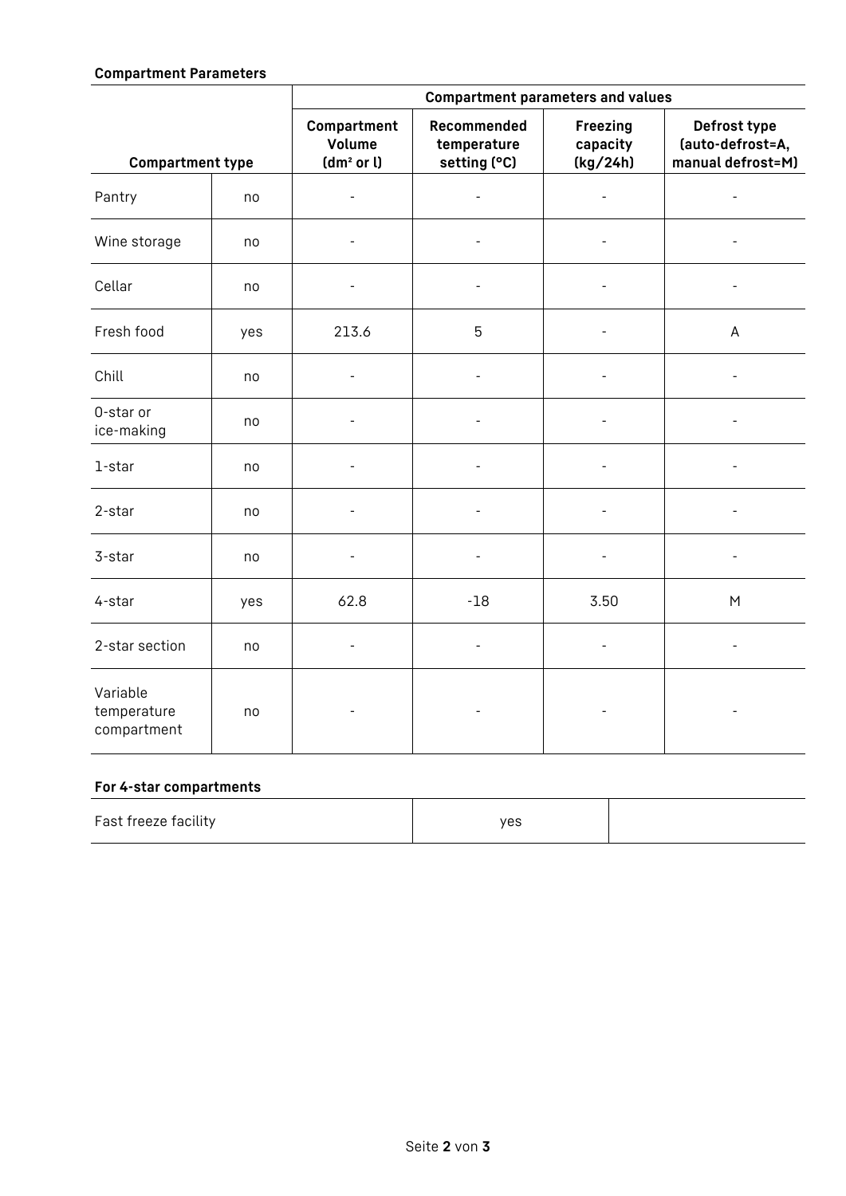**Compartment Parameters**

| Compartment type | | Compartment parameters and values | | | |
|---|---|---|---|---|---|
| | | Compartment Volume (dm² or l) | Recommended temperature setting (°C) | Freezing capacity (kg/24h) | Defrost type (auto-defrost=A, manual defrost=M) |
| Pantry | no | - | - | - | - |
| Wine storage | no | - | - | - | - |
| Cellar | no | - | - | - | - |
| Fresh food | yes | 213.6 | 5 | - | A |
| Chill | no | - | - | - | - |
| 0-star or ice-making | no | - | - | - | - |
| 1-star | no | - | - | - | - |
| 2-star | no | - | - | - | - |
| 3-star | no | - | - | - | - |
| 4-star | yes | 62.8 | -18 | 3.50 | M |
| 2-star section | no | - | - | - | - |
| Variable temperature compartment | no | - | - | - | - |

**For 4-star compartments**

| Fast freeze facility | yes | |
|---|---|---|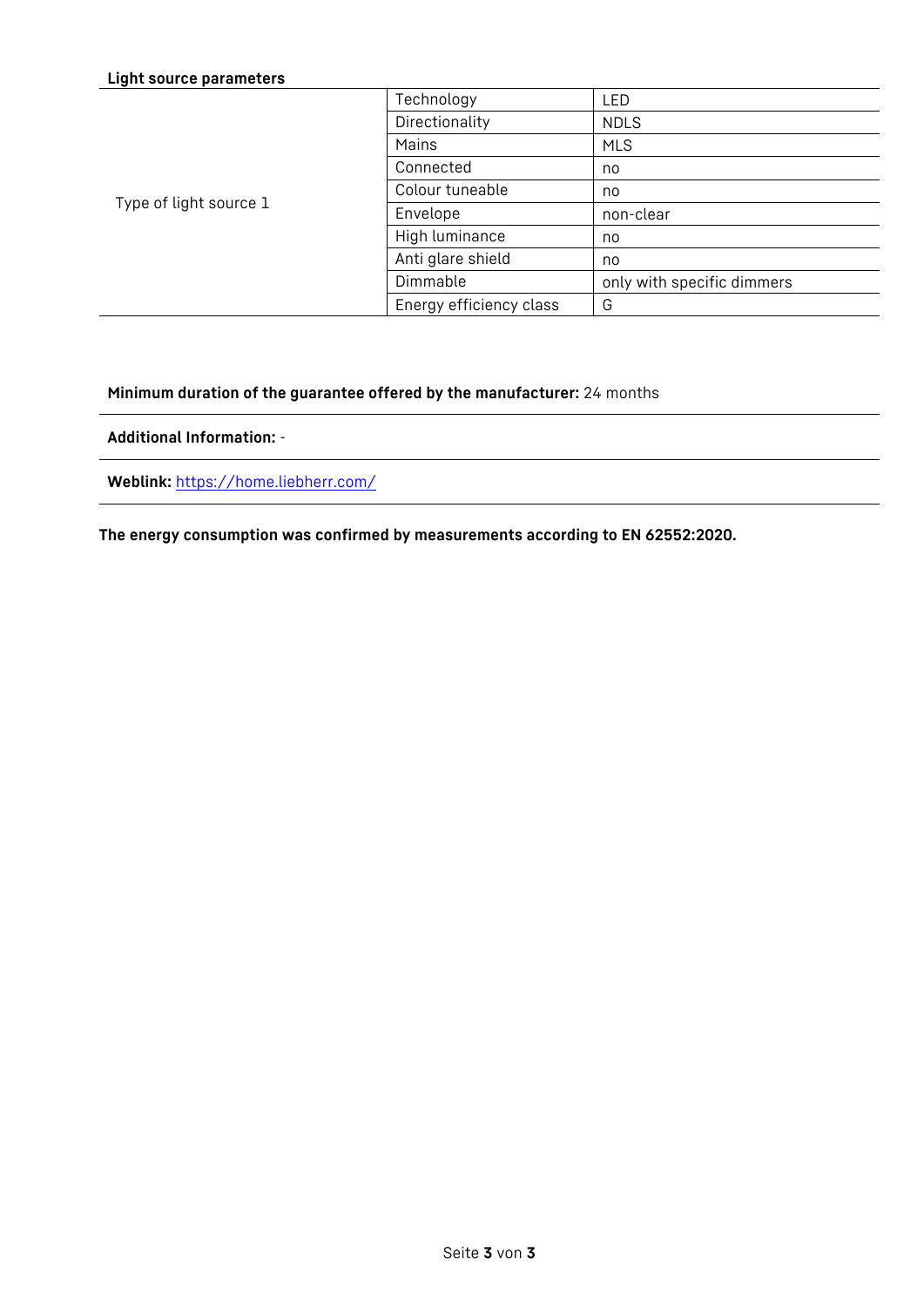**Light source parameters**

| | | |
|---|---|---|
| Type of light source 1 | Technology | LED |
| | Directionality | NDLS |
| | Mains | MLS |
| | Connected | no |
| | Colour tuneable | no |
| | Envelope | non-clear |
| | High luminance | no |
| | Anti glare shield | no |
| | Dimmable | only with specific dimmers |
| | Energy efficiency class | G |

**Minimum duration of the guarantee offered by the manufacturer:** 24 months

**Additional Information:** -

**Weblink:** [https://home.liebherr.com/](https://home.liebherr.com/)

**The energy consumption was confirmed by measurements according to EN 62552:2020.**